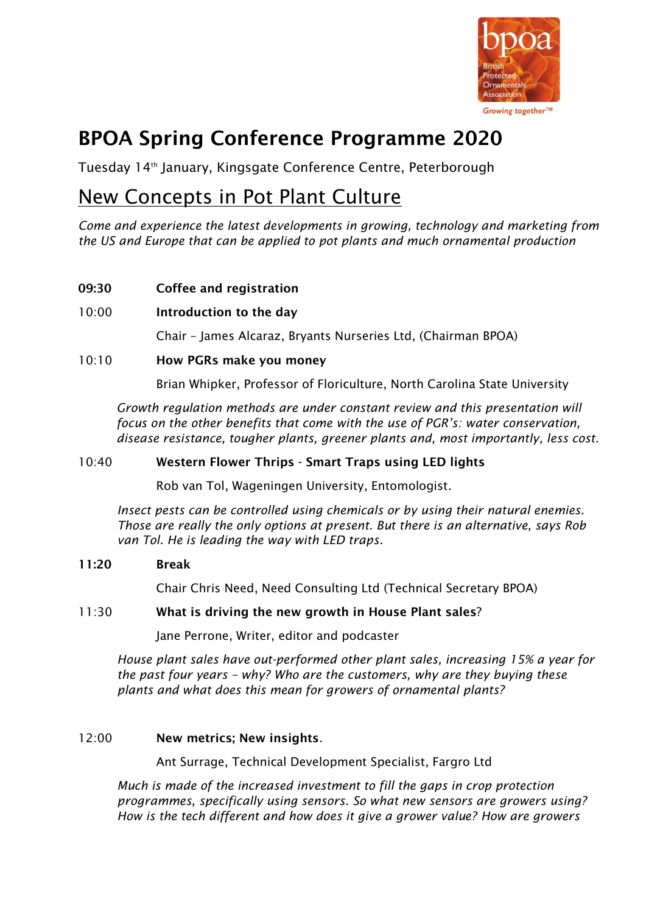bpoa

British Protected Ornamentals Association

Growing together™

# BPOA Spring Conference Programme 2020

Tuesday 14th January, Kingsgate Conference Centre, Peterborough

## New Concepts in Pot Plant Culture

*Come and experience the latest developments in growing, technology and marketing from the US and Europe that can be applied to pot plants and much ornamental production*

**09:30** **Coffee and registration**

10:00 **Introduction to the day**

Chair – James Alcaraz, Bryants Nurseries Ltd, (Chairman BPOA)

10:10 **How PGRs make you money**

Brian Whipker, Professor of Floriculture, North Carolina State University

*Growth regulation methods are under constant review and this presentation will focus on the other benefits that come with the use of PGR's: water conservation, disease resistance, tougher plants, greener plants and, most importantly, less cost.*

10:40 **Western Flower Thrips - Smart Traps using LED lights**

Rob van Tol, Wageningen University, Entomologist.

*Insect pests can be controlled using chemicals or by using their natural enemies. Those are really the only options at present. But there is an alternative, says Rob van Tol. He is leading the way with LED traps.*

**11:20** **Break**

Chair Chris Need, Need Consulting Ltd (Technical Secretary BPOA)

11:30 **What is driving the new growth in House Plant sales**?

Jane Perrone, Writer, editor and podcaster

*House plant sales have out-performed other plant sales, increasing 15% a year for the past four years – why? Who are the customers, why are they buying these plants and what does this mean for growers of ornamental plants?*

12:00 **New metrics; New insights**.

Ant Surrage, Technical Development Specialist, Fargro Ltd

*Much is made of the increased investment to fill the gaps in crop protection programmes, specifically using sensors. So what new sensors are growers using? How is the tech different and how does it give a grower value? How are growers*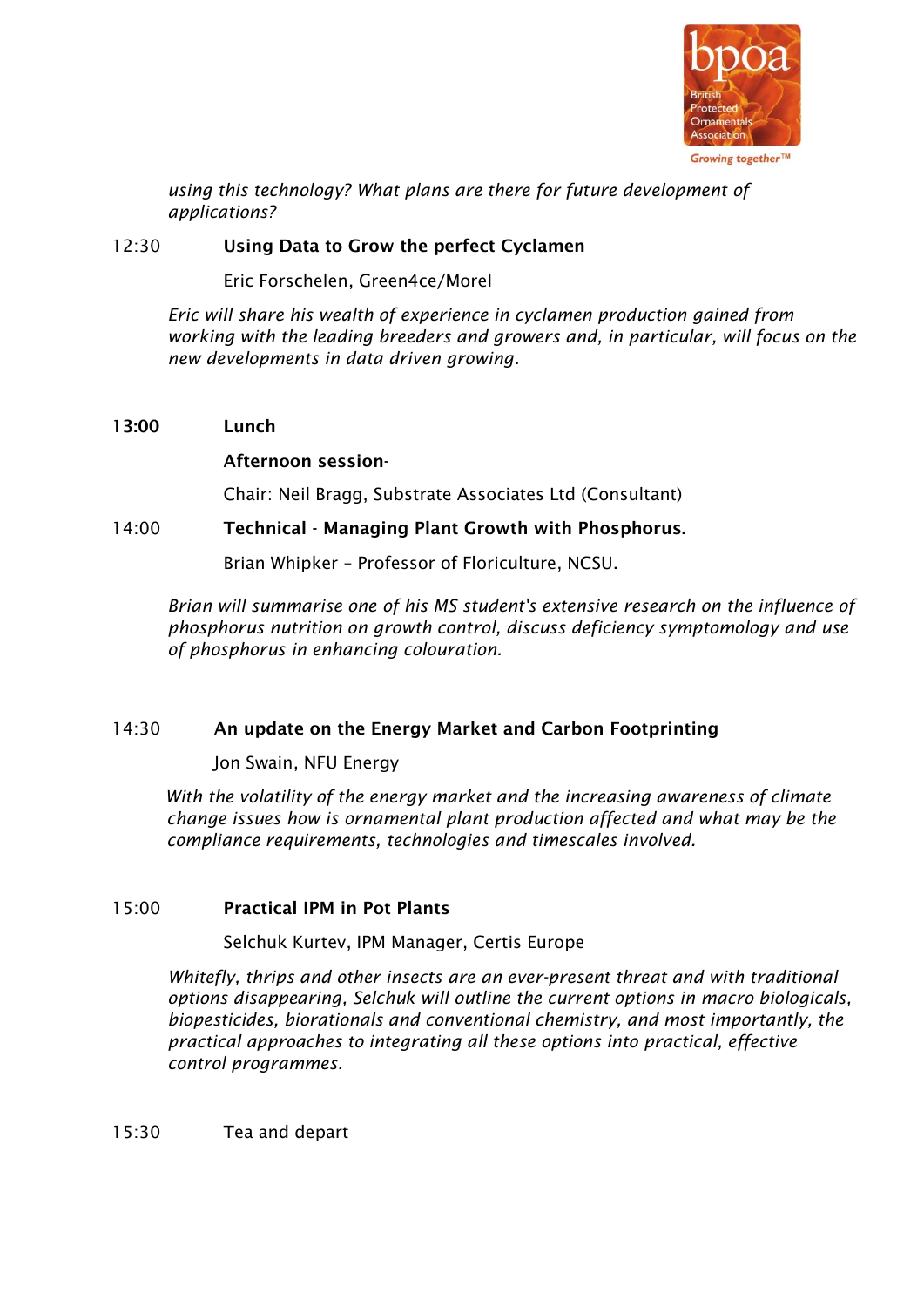*using this technology? What plans are there for future development of applications?*

12:30 **Using Data to Grow the perfect Cyclamen**

Eric Forschelen, Green4ce/Morel

*Eric will share his wealth of experience in cyclamen production gained from working with the leading breeders and growers and, in particular, will focus on the new developments in data driven growing.*

**13:00 Lunch**

**Afternoon session-**

Chair: Neil Bragg, Substrate Associates Ltd (Consultant)

14:00 **Technical - Managing Plant Growth with Phosphorus.**

Brian Whipker – Professor of Floriculture, NCSU.

*Brian will summarise one of his MS student's extensive research on the influence of phosphorus nutrition on growth control, discuss deficiency symptomology and use of phosphorus in enhancing colouration.*

14:30 **An update on the Energy Market and Carbon Footprinting**

Jon Swain, NFU Energy

*With the volatility of the energy market and the increasing awareness of climate change issues how is ornamental plant production affected and what may be the compliance requirements, technologies and timescales involved.*

15:00 **Practical IPM in Pot Plants**

Selchuk Kurtev, IPM Manager, Certis Europe

*Whitefly, thrips and other insects are an ever-present threat and with traditional options disappearing, Selchuk will outline the current options in macro biologicals, biopesticides, biorationals and conventional chemistry, and most importantly, the practical approaches to integrating all these options into practical, effective control programmes.*

15:30 Tea and depart